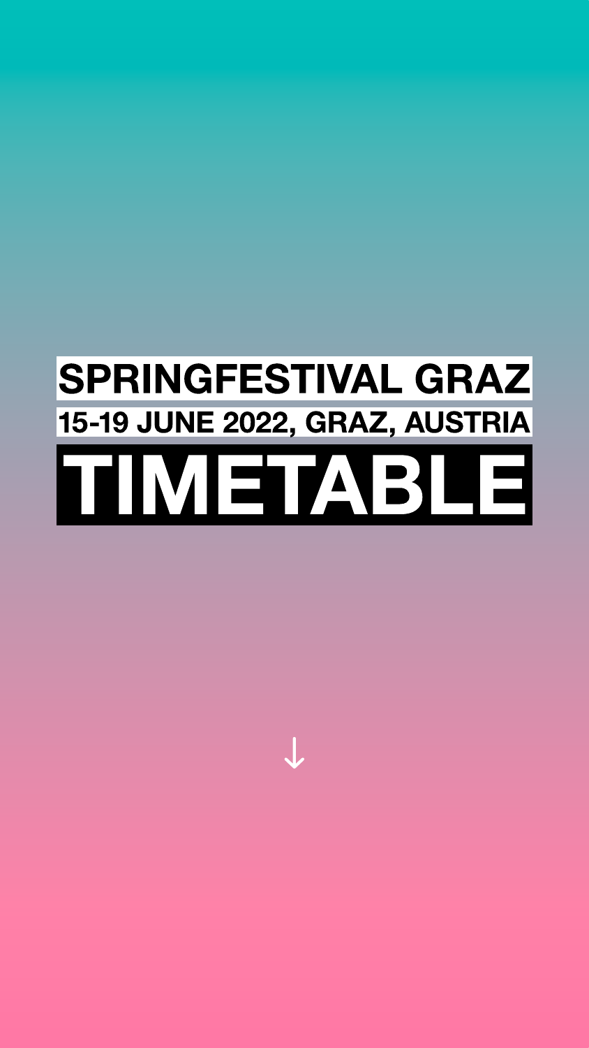# SPRINGFESTIVAL GRAZ

## 15-19 JUNE 2022, GRAZ, AUSTRIA

# TIMETABLE

↓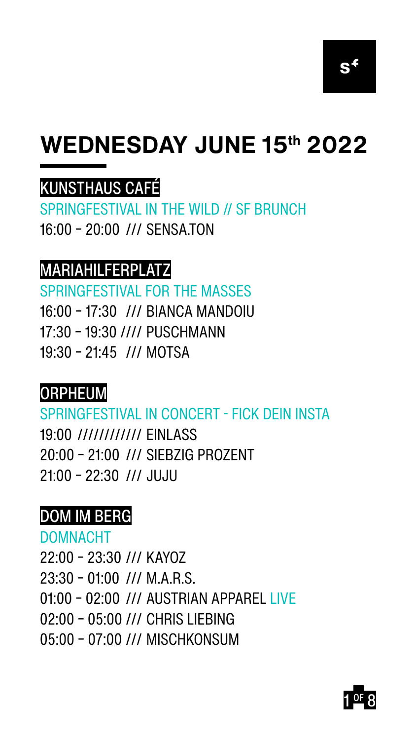# WEDNESDAY JUNE 15th 2022

## KUNSTHAUS CAFÉ

SPRINGFESTIVAL IN THE WILD // SF BRUNCH

16:00 – 20:00 /// SENSA.TON

## MARIAHILFERPLATZ

SPRINGFESTIVAL FOR THE MASSES

16:00 – 17:30 /// BIANCA MANDOIU

17:30 – 19:30 //// PUSCHMANN

19:30 – 21:45 /// MOTSA

## ORPHEUM

SPRINGFESTIVAL IN CONCERT - FICK DEIN INSTA

19:00 //////////// EINLASS

20:00 – 21:00 /// SIEBZIG PROZENT

21:00 – 22:30 /// JUJU

## DOM IM BERG

DOMNACHT

22:00 – 23:30 /// KAYOZ

23:30 – 01:00 /// M.A.R.S.

01:00 – 02:00 /// AUSTRIAN APPAREL LIVE

02:00 – 05:00 /// CHRIS LIEBING

05:00 – 07:00 /// MISCHKONSUM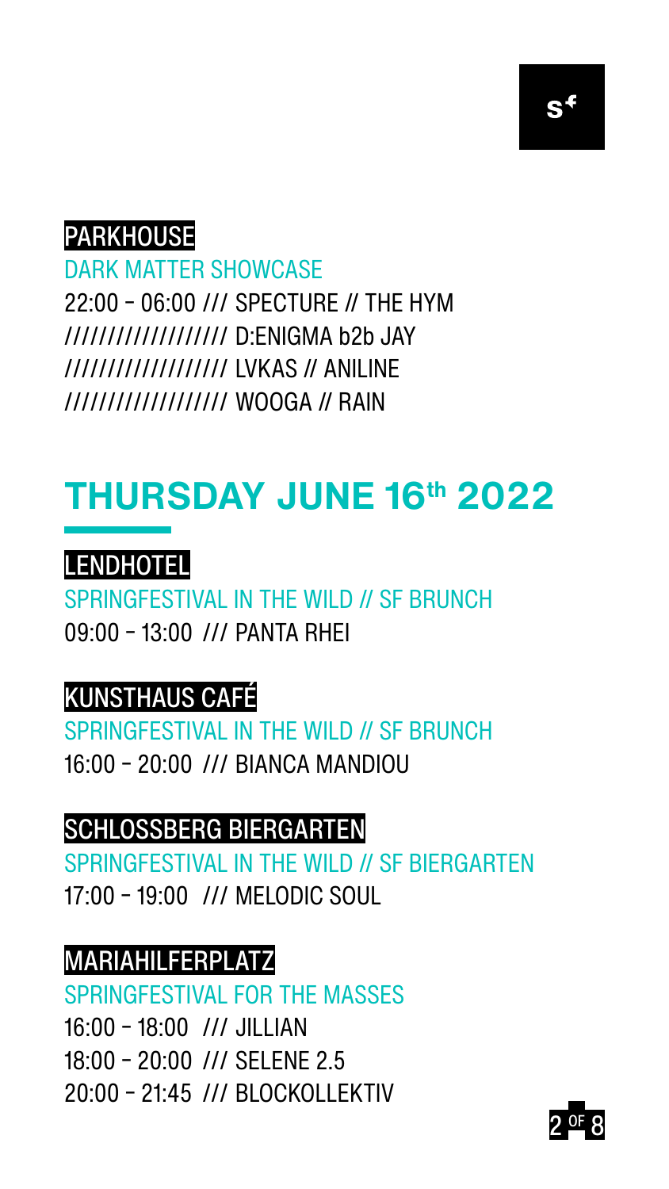### PARKHOUSE

DARK MATTER SHOWCASE

22:00 – 06:00 /// SPECTURE // THE HYM
////////////////// D:ENIGMA b2b JAY
////////////////// LVKAS // ANILINE
////////////////// WOOGA // RAIN

## THURSDAY JUNE 16th 2022

### LENDHOTEL

SPRINGFESTIVAL IN THE WILD // SF BRUNCH

09:00 – 13:00 /// PANTA RHEI

### KUNSTHAUS CAFÉ

SPRINGFESTIVAL IN THE WILD // SF BRUNCH

16:00 – 20:00 /// BIANCA MANDIOU

### SCHLOSSBERG BIERGARTEN

SPRINGFESTIVAL IN THE WILD // SF BIERGARTEN

17:00 – 19:00 /// MELODIC SOUL

### MARIAHILFERPLATZ

SPRINGFESTIVAL FOR THE MASSES

16:00 – 18:00 /// JILLIAN
18:00 – 20:00 /// SELENE 2.5
20:00 – 21:45 /// BLOCKOLLEKTIV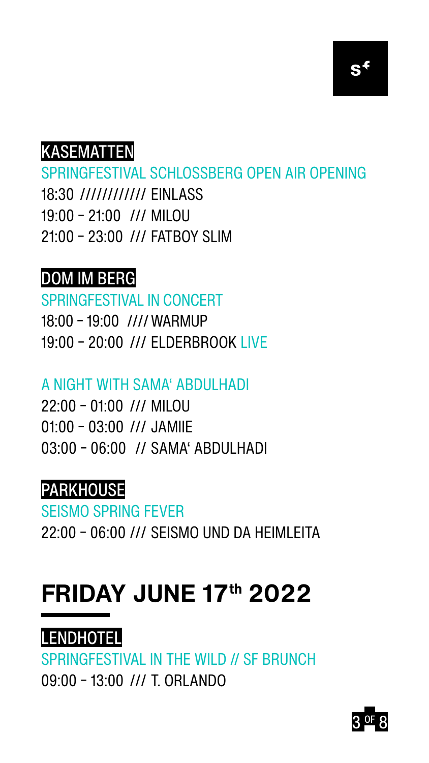## KASEMATTEN

SPRINGFESTIVAL SCHLOSSBERG OPEN AIR OPENING

18:30 //////////// EINLASS
19:00 – 21:00 /// MILOU
21:00 – 23:00 /// FATBOY SLIM

## DOM IM BERG

SPRINGFESTIVAL IN CONCERT

18:00 – 19:00 //// WARMUP
19:00 – 20:00 /// ELDERBROOK LIVE

A NIGHT WITH SAMA' ABDULHADI

22:00 – 01:00 /// MILOU
01:00 – 03:00 /// JAMIIE
03:00 – 06:00 // SAMA' ABDULHADI

## PARKHOUSE

SEISMO SPRING FEVER

22:00 – 06:00 /// SEISMO UND DA HEIMLEITA

# FRIDAY JUNE 17th 2022

## LENDHOTEL

SPRINGFESTIVAL IN THE WILD // SF BRUNCH

09:00 – 13:00 /// T. ORLANDO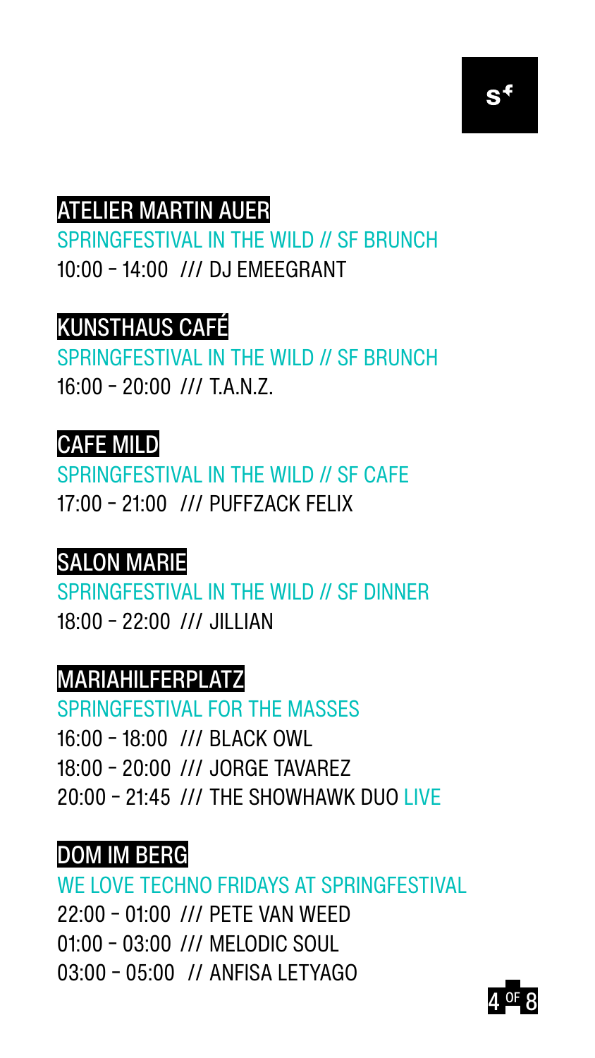## ATELIER MARTIN AUER

SPRINGFESTIVAL IN THE WILD // SF BRUNCH

10:00 – 14:00 /// DJ EMEEGRANT

## KUNSTHAUS CAFÉ

SPRINGFESTIVAL IN THE WILD // SF BRUNCH

16:00 – 20:00 /// T.A.N.Z.

## CAFE MILD

SPRINGFESTIVAL IN THE WILD // SF CAFE

17:00 – 21:00 /// PUFFZACK FELIX

## SALON MARIE

SPRINGFESTIVAL IN THE WILD // SF DINNER

18:00 – 22:00 /// JILLIAN

## MARIAHILFERPLATZ

SPRINGFESTIVAL FOR THE MASSES

16:00 – 18:00 /// BLACK OWL
18:00 – 20:00 /// JORGE TAVAREZ
20:00 – 21:45 /// THE SHOWHAWK DUO LIVE

## DOM IM BERG

WE LOVE TECHNO FRIDAYS AT SPRINGFESTIVAL

22:00 – 01:00 /// PETE VAN WEED
01:00 – 03:00 /// MELODIC SOUL
03:00 – 05:00 // ANFISA LETYAGO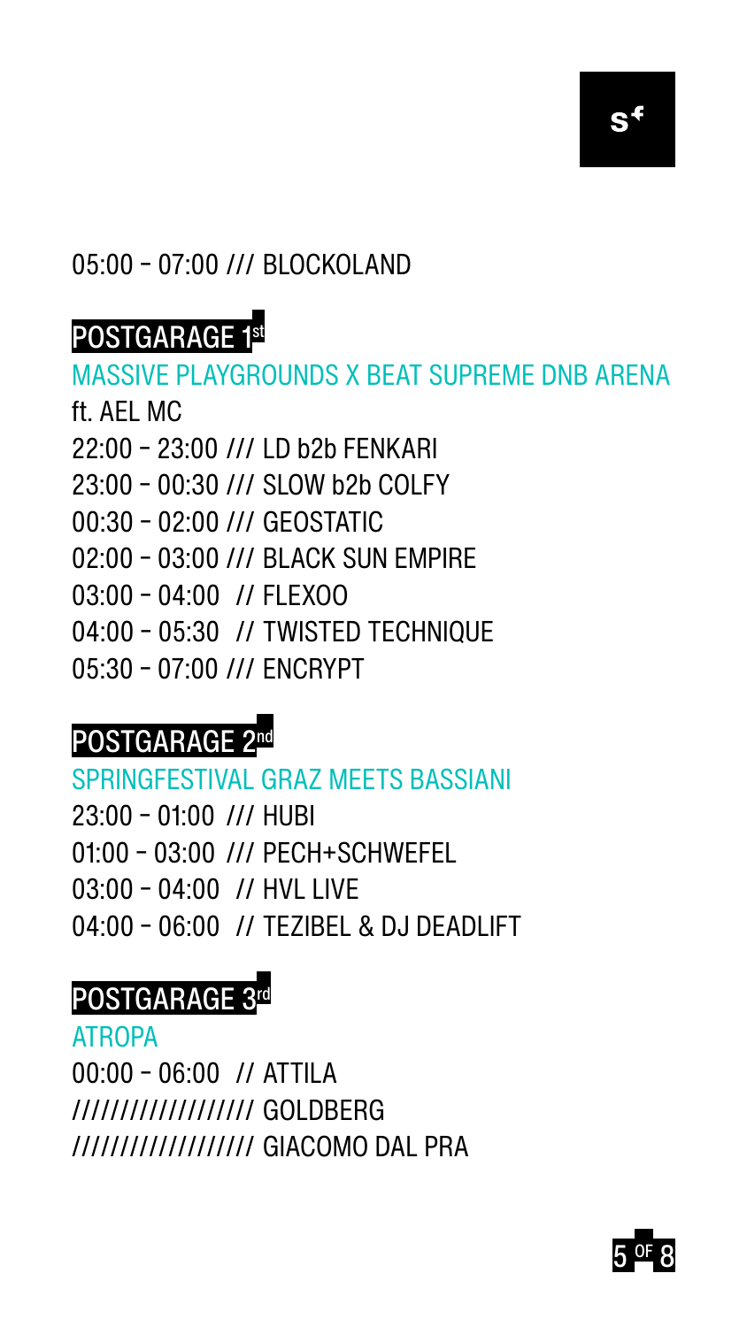05:00 – 07:00 /// BLOCKOLAND

## POSTGARAGE 1st

MASSIVE PLAYGROUNDS X BEAT SUPREME DNB ARENA

ft. AEL MC

22:00 – 23:00 /// LD b2b FENKARI

23:00 – 00:30 /// SLOW b2b COLFY

00:30 – 02:00 /// GEOSTATIC

02:00 – 03:00 /// BLACK SUN EMPIRE

03:00 – 04:00 // FLEXOO

04:00 – 05:30 // TWISTED TECHNIQUE

05:30 – 07:00 /// ENCRYPT

## POSTGARAGE 2nd

SPRINGFESTIVAL GRAZ MEETS BASSIANI

23:00 – 01:00 /// HUBI

01:00 – 03:00 /// PECH+SCHWEFEL

03:00 – 04:00 // HVL LIVE

04:00 – 06:00 // TEZIBEL & DJ DEADLIFT

## POSTGARAGE 3rd

ATROPA

00:00 – 06:00 // ATTILA

////////////////// GOLDBERG

////////////////// GIACOMO DAL PRA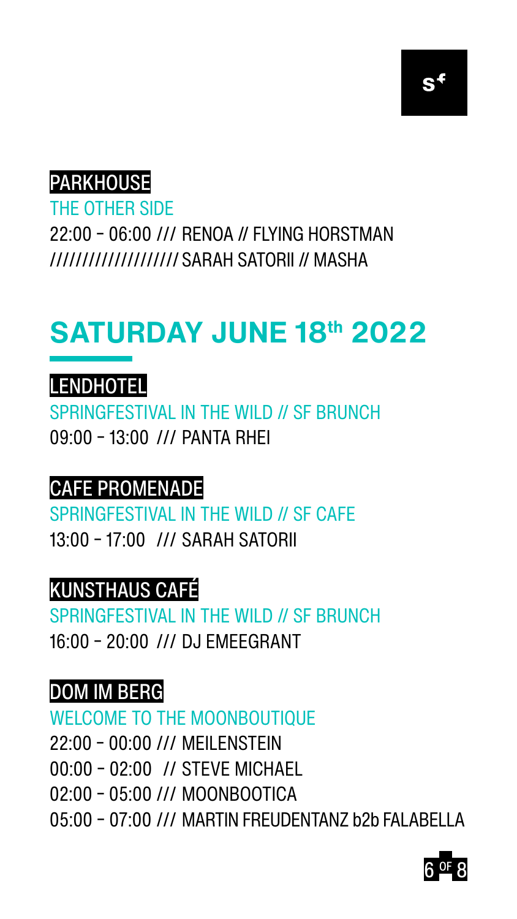### PARKHOUSE

THE OTHER SIDE

22:00 – 06:00 /// RENOA // FLYING HORSTMAN
/////////////////// SARAH SATORII // MASHA

## SATURDAY JUNE 18th 2022

### LENDHOTEL

SPRINGFESTIVAL IN THE WILD // SF BRUNCH

09:00 – 13:00 /// PANTA RHEI

### CAFE PROMENADE

SPRINGFESTIVAL IN THE WILD // SF CAFE

13:00 – 17:00 /// SARAH SATORII

### KUNSTHAUS CAFÉ

SPRINGFESTIVAL IN THE WILD // SF BRUNCH

16:00 – 20:00 /// DJ EMEEGRANT

### DOM IM BERG

WELCOME TO THE MOONBOUTIQUE

22:00 – 00:00 /// MEILENSTEIN
00:00 – 02:00 // STEVE MICHAEL
02:00 – 05:00 /// MOONBOOTICA
05:00 – 07:00 /// MARTIN FREUDENTANZ b2b FALABELLA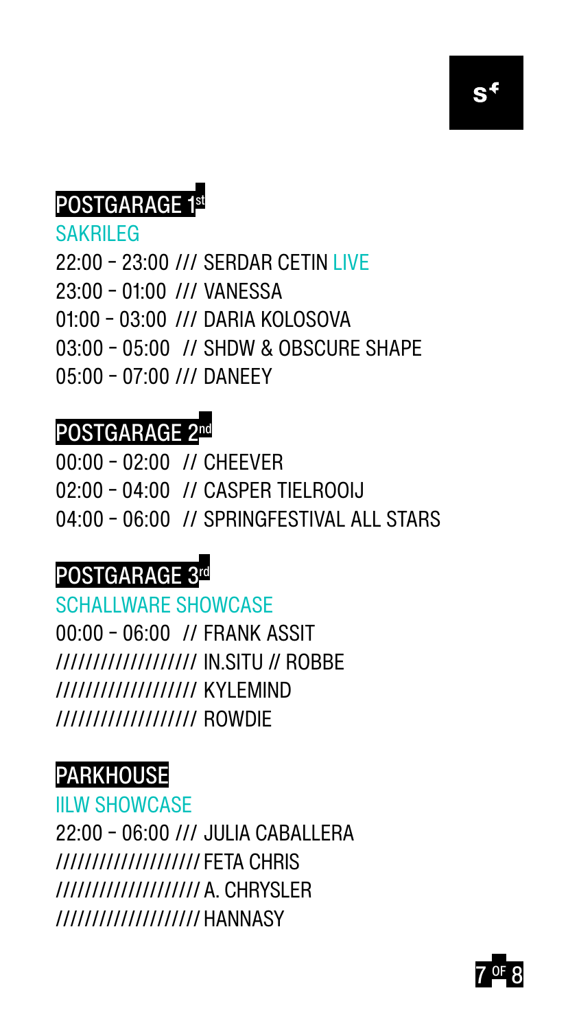## POSTGARAGE 1st

SAKRILEG

22:00 – 23:00 /// SERDAR CETIN LIVE
23:00 – 01:00 /// VANESSA
01:00 – 03:00 /// DARIA KOLOSOVA
03:00 – 05:00 // SHDW & OBSCURE SHAPE
05:00 – 07:00 /// DANEEY

## POSTGARAGE 2nd

00:00 – 02:00 // CHEEVER
02:00 – 04:00 // CASPER TIELROOIJ
04:00 – 06:00 // SPRINGFESTIVAL ALL STARS

## POSTGARAGE 3rd

SCHALLWARE SHOWCASE

00:00 – 06:00 // FRANK ASSIT
////////////////// IN.SITU // ROBBE
////////////////// KYLEMIND
////////////////// ROWDIE

## PARKHOUSE

IILW SHOWCASE

22:00 – 06:00 /// JULIA CABALLERA
/////////////////// FETA CHRIS
/////////////////// A. CHRYSLER
/////////////////// HANNASY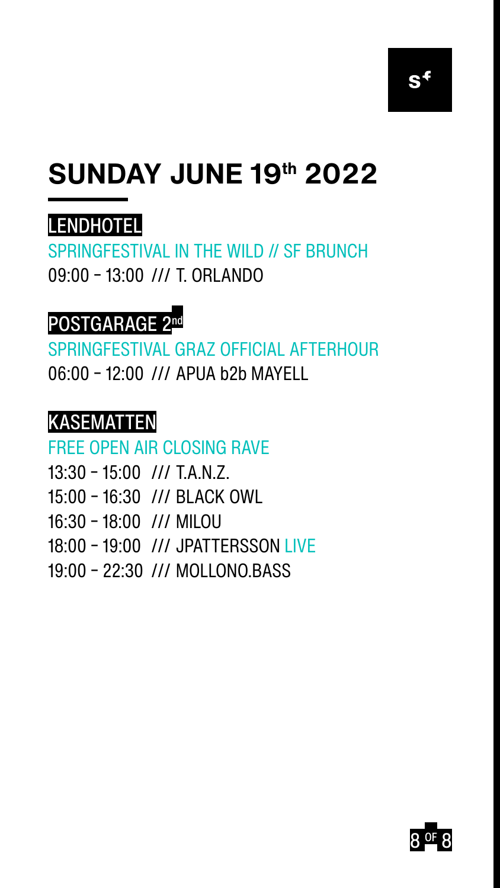# SUNDAY JUNE 19th 2022

## LENDHOTEL

SPRINGFESTIVAL IN THE WILD // SF BRUNCH

09:00 – 13:00 /// T. ORLANDO

## POSTGARAGE 2nd

SPRINGFESTIVAL GRAZ OFFICIAL AFTERHOUR

06:00 – 12:00 /// APUA b2b MAYELL

## KASEMATTEN

FREE OPEN AIR CLOSING RAVE

13:30 – 15:00 /// T.A.N.Z.
15:00 – 16:30 /// BLACK OWL
16:30 – 18:00 /// MILOU
18:00 – 19:00 /// JPATTERSSON LIVE
19:00 – 22:30 /// MOLLONO.BASS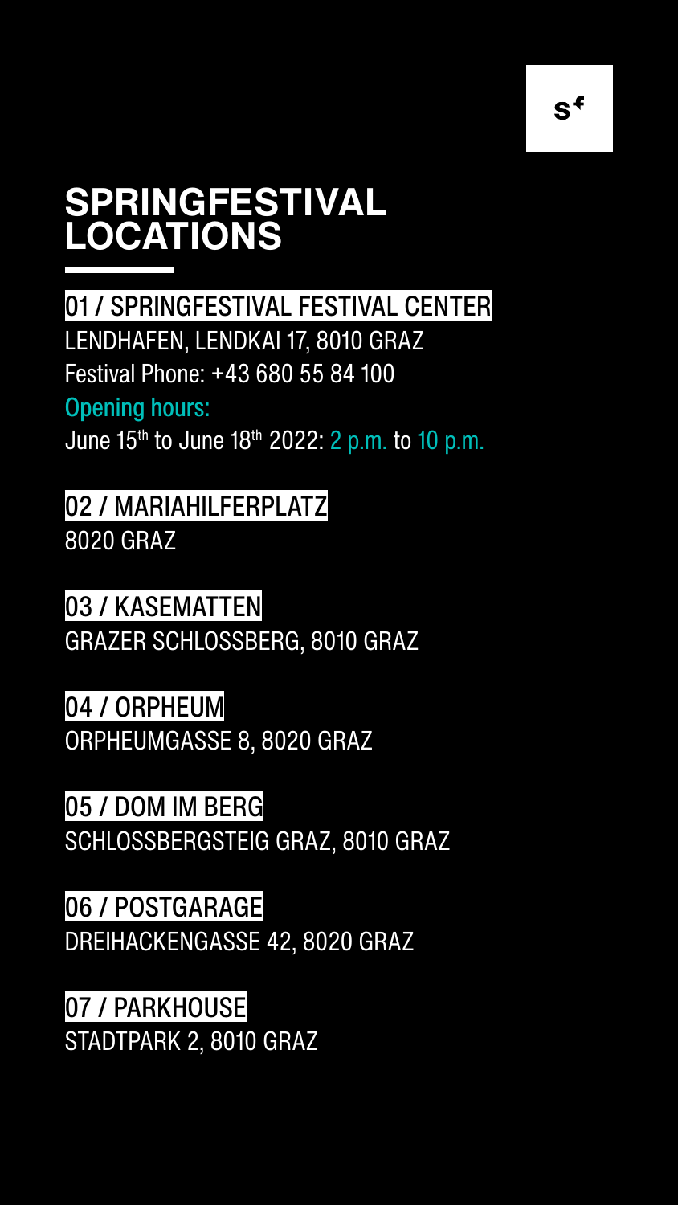# SPRINGFESTIVAL LOCATIONS

## 01 / SPRINGFESTIVAL FESTIVAL CENTER

LENDHAFEN, LENDKAI 17, 8010 GRAZ

Festival Phone: +43 680 55 84 100

Opening hours:

June 15th to June 18th 2022: 2 p.m. to 10 p.m.

## 02 / MARIAHILFERPLATZ

8020 GRAZ

## 03 / KASEMATTEN

GRAZER SCHLOSSBERG, 8010 GRAZ

## 04 / ORPHEUM

ORPHEUMGASSE 8, 8020 GRAZ

## 05 / DOM IM BERG

SCHLOSSBERGSTEIG GRAZ, 8010 GRAZ

## 06 / POSTGARAGE

DREIHACKENGASSE 42, 8020 GRAZ

## 07 / PARKHOUSE

STADTPARK 2, 8010 GRAZ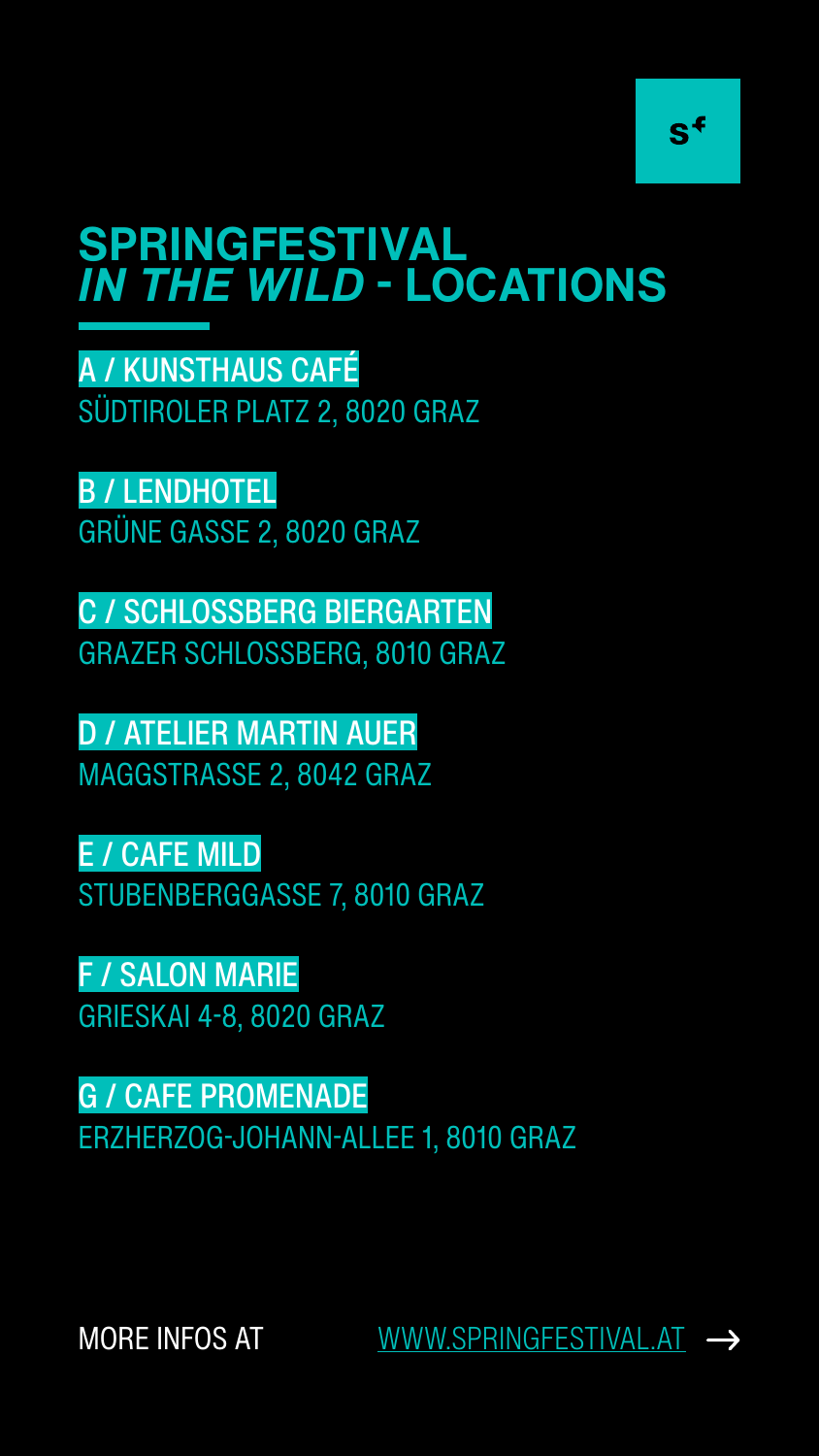# SPRINGFESTIVAL *IN THE WILD* - LOCATIONS

**A / KUNSTHAUS CAFÉ**
SÜDTIROLER PLATZ 2, 8020 GRAZ

**B / LENDHOTEL**
GRÜNE GASSE 2, 8020 GRAZ

**C / SCHLOSSBERG BIERGARTEN**
GRAZER SCHLOSSBERG, 8010 GRAZ

**D / ATELIER MARTIN AUER**
MAGGSTRASSE 2, 8042 GRAZ

**E / CAFE MILD**
STUBENBERGGASSE 7, 8010 GRAZ

**F / SALON MARIE**
GRIESKAI 4-8, 8020 GRAZ

**G / CAFE PROMENADE**
ERZHERZOG-JOHANN-ALLEE 1, 8010 GRAZ

MORE INFOS AT WWW.SPRINGFESTIVAL.AT →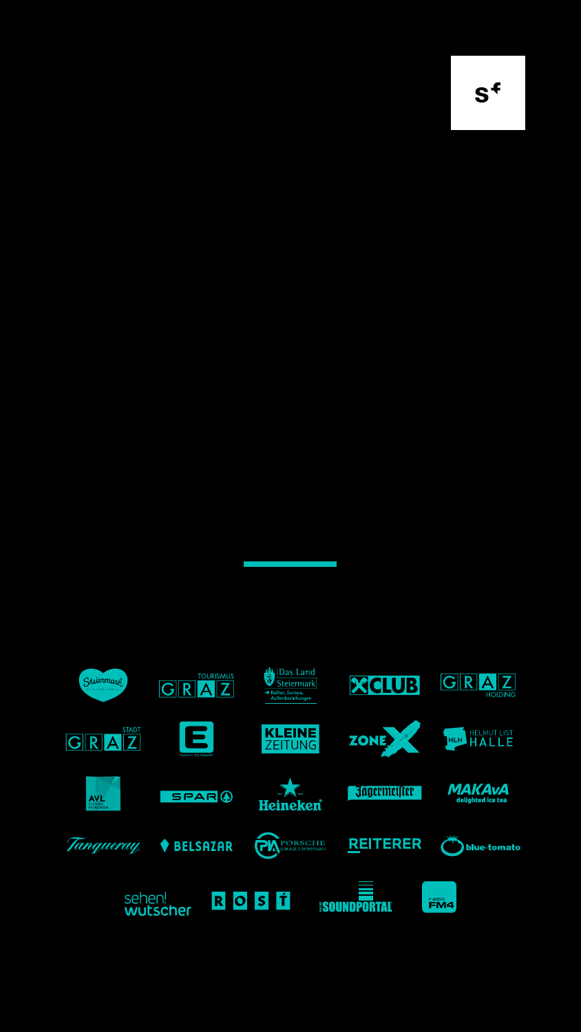sf

Steiermark

TOURISMUS GRAZ

Das Land Steiermark
→ Kultur, Europa, Außenbeziehungen

XCLUB

GRAZ HOLDING

STADT GRAZ

ENERGIE STEIERMARK

KLEINE ZEITUNG

ZONE X

HLH HELMUT LIST HALLE

AVL CULTURAL FOUNDATION

SPAR

Heineken

Jägermeister

MAKAvA delighted ice tea

Tanqueray

BELSAZAR

PORSCHE GRAZ LIEBENAU

REITERER

blue-tomato

sehen! wutscher

ROST

SOUNDPORTAL

radio FM4